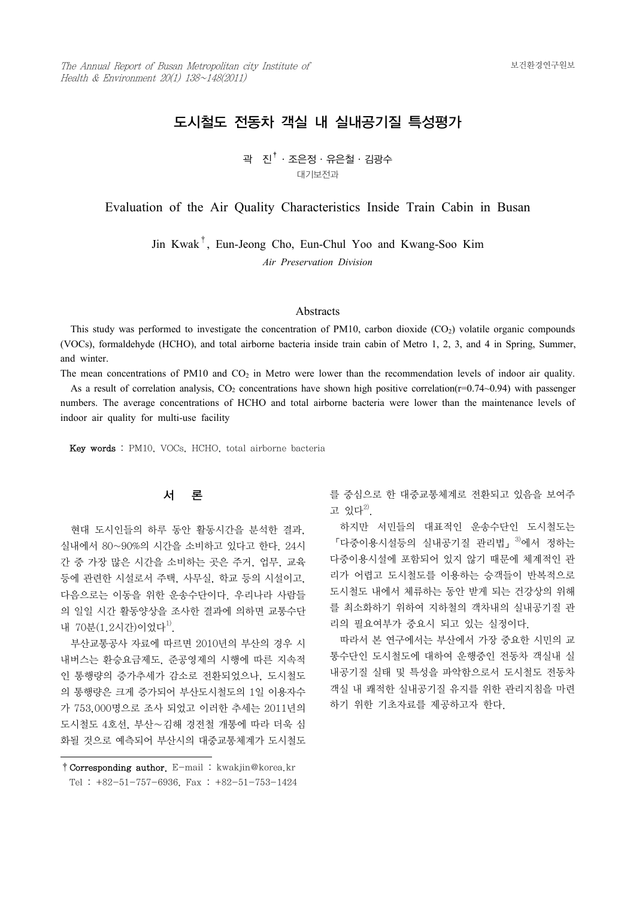# 도시철도 전동차 객실 내 실내공기질 특성평가

곽 진[†] · 조은정 · 유은철 · 김광수

대기보전과

## Evaluation of the Air Quality Characteristics Inside Train Cabin in Busan

Jin Kwak[†], Eun-Jeong Cho, Eun-Chul Yoo and Kwang-Soo Kim

*Air Preservation Division*

### Abstracts

This study was performed to investigate the concentration of PM10, carbon dioxide ($CO_2$) volatile organic compounds (VOCs), formaldehyde (HCHO), and total airborne bacteria inside train cabin of Metro 1, 2, 3, and 4 in Spring, Summer, and winter.

The mean concentrations of PM10 and $CO_2$ in Metro were lower than the recommendation levels of indoor air quality.

As a result of correlation analysis, $CO_2$ concentrations have shown high positive correlation(r=0.74~0.94) with passenger numbers. The average concentrations of HCHO and total airborne bacteria were lower than the maintenance levels of indoor air quality for multi-use facility

**Key words** : PM10, VOCs, HCHO, total airborne bacteria

## 서 론

현대 도시인들의 하루 동안 활동시간을 분석한 결과, 실내에서 80~90%의 시간을 소비하고 있다고 한다. 24시간 중 가장 많은 시간을 소비하는 곳은 주거, 업무, 교육 등에 관련한 시설로서 주택, 사무실, 학교 등의 시설이고, 다음으로는 이동을 위한 운송수단이다. 우리나라 사람들의 일일 시간 활동양상을 조사한 결과에 의하면 교통수단 내 70분(1.2시간)이었다[1].

부산교통공사 자료에 따르면 2010년의 부산의 경우 시내버스는 환승요금제도, 준공영제의 시행에 따른 지속적인 통행량의 증가추세가 감소로 전환되었으나, 도시철도의 통행량은 크게 증가되어 부산도시철도의 1일 이용자수가 753,000명으로 조사 되었고 이러한 추세는 2011년의 도시철도 4호선, 부산~김해 경전철 개통에 따라 더욱 심화될 것으로 예측되어 부산시의 대중교통체계가 도시철도를 중심으로 한 대중교통체계로 전환되고 있음을 보여주고 있다[2].

하지만 서민들의 대표적인 운송수단인 도시철도는 「다중이용시설등의 실내공기질 관리법」[3]에서 정하는 다중이용시설에 포함되어 있지 않기 때문에 체계적인 관리가 어렵고 도시철도를 이용하는 승객들이 반복적으로 도시철도 내에서 체류하는 동안 받게 되는 건강상의 위해를 최소화하기 위하여 지하철의 객차내의 실내공기질 관리의 필요여부가 중요시 되고 있는 실정이다.

따라서 본 연구에서는 부산에서 가장 중요한 시민의 교통수단인 도시철도에 대하여 운행중인 전동차 객실내 실내공기질 실태 및 특성을 파악함으로서 도시철도 전동차 객실 내 쾌적한 실내공기질 유지를 위한 관리지침을 마련하기 위한 기초자료를 제공하고자 한다.

---

† **Corresponding author.** E-mail : kwakjin@korea.kr
Tel : +82-51-757-6936, Fax : +82-51-753-1424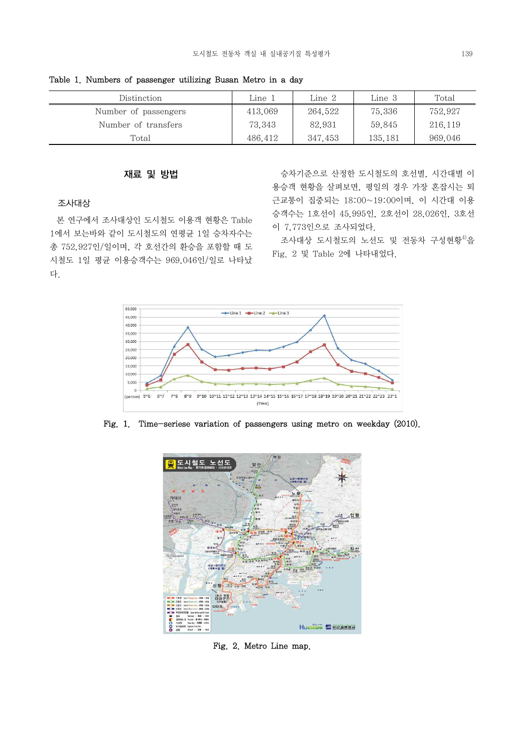Table 1. Numbers of passenger utilizing Busan Metro in a day

| Distinction | Line 1 | Line 2 | Line 3 | Total |
|---|---|---|---|---|
| Number of passengers | 413,069 | 264,522 | 75,336 | 752,927 |
| Number of transfers | 73,343 | 82,931 | 59,845 | 216,119 |
| Total | 486,412 | 347,453 | 135,181 | 969,046 |

## 재료 및 방법

### 조사대상

본 연구에서 조사대상인 도시철도 이용객 현황은 Table 1에서 보는바와 같이 도시철도의 연평균 1일 승차자수는 총 752,927인/일이며, 각 호선간의 환승을 포함할 때 도시철도 1일 평균 이용승객수는 969,046인/일로 나타났다.

승차기준으로 산정한 도시철도의 호선별, 시간대별 이용승객 현황을 살펴보면, 평일의 경우 가장 혼잡시는 퇴근교통이 집중되는 18:00~19:00이며, 이 시간대 이용승객수는 1호선이 45,995인, 2호선이 28,026인, 3호선이 7,773인으로 조사되었다.

조사대상 도시철도의 노선도 및 전동차 구성현황[4]을 Fig. 2 및 Table 2에 나타내었다.

Fig. 1. Time-seriese variation of passengers using metro on weekday (2010).

Fig. 2. Metro Line map.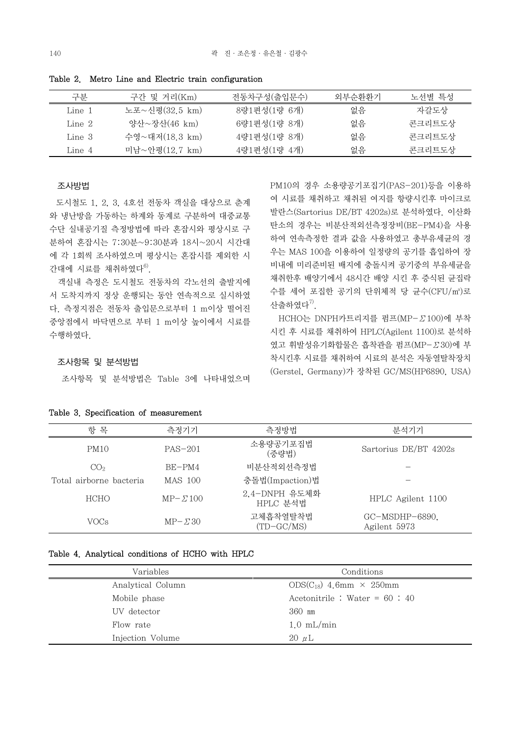Table 2. Metro Line and Electric train configuration

| 구분 | 구간 및 거리(Km) | 전동차구성(출입문수) | 외부순환환기 | 노선별 특성 |
|---|---|---|---|---|
| Line 1 | 노포~신평(32.5 km) | 8량1편성(1량 6개) | 없음 | 자갈도상 |
| Line 2 | 양산~장산(46 km) | 6량1편성(1량 8개) | 없음 | 콘크리트도상 |
| Line 3 | 수영~대저(18.3 km) | 4량1편성(1량 8개) | 없음 | 콘크리트도상 |
| Line 4 | 미남~안평(12.7 km) | 4량1편성(1량 4개) | 없음 | 콘크리트도상 |

### 조사방법

도시철도 1, 2, 3, 4호선 전동차 객실을 대상으로 춘계와 냉난방을 가동하는 하계와 동계로 구분하여 대중교통수단 실내공기질 측정방법에 따라 혼잡시와 평상시로 구분하여 혼잡시는 7:30분~9:30분과 18시~20시 시간대에 각 1회씩 조사하였으며 평상시는 혼잡시를 제외한 시간대에 시료를 채취하였다[6].

객실내 측정은 도시철도 전동차의 각노선의 출발지에서 도착지까지 정상 운행되는 동안 연속적으로 실시하였다. 측정지점은 전동차 출입문으로부터 1 m이상 떨어진 중앙점에서 바닥면으로 부터 1 m이상 높이에서 시료를 수행하였다.

### 조사항목 및 분석방법

조사항목 및 분석방법은 Table 3에 나타내었으며 PM10의 경우 소용량공기포집기(PAS-201)등을 이용하여 시료를 채취하고 채취된 여지를 항량시킨후 마이크로발란스(Sartorius DE/BT 4202s)로 분석하였다. 이산화탄소의 경우는 비분산적외선측정장비(BE-PM4)을 사용하여 연속측정한 결과 값을 사용하였고 총부유세균의 경우는 MAS 100을 이용하여 일정량의 공기를 흡입하여 장비내에 미리준비된 배지에 충돌시켜 공기중의 부유세균을 채취한후 배양기에서 48시간 배양 시킨 후 증식된 균집락수를 세어 포집한 공기의 단위체적 당 균수(CFU/㎥)로 산출하였다[7].

HCHO는 DNPH카트리지를 펌프(MP-Σ100)에 부착시킨 후 시료를 채취하여 HPLC(Agilent 1100)로 분석하였고 휘발성유기화합물은 흡착관을 펌프(MP-Σ30)에 부착시킨후 시료를 채취하여 시료의 분석은 자동열탈착장치(Gerstel, Germany)가 장착된 GC/MS(HP6890, USA)

Table 3. Specification of measurement

| 항 목 | 측정기기 | 측정방법 | 분석기기 |
|---|---|---|---|
| PM10 | PAS-201 | 소용량공기포집법 (중량법) | Sartorius DE/BT 4202s |
| $CO_2$ | BE-PM4 | 비분산적외선측정법 | – |
| Total airborne bacteria | MAS 100 | 충돌법(Impaction)법 | – |
| HCHO | MP-Σ100 | 2,4-DNPH 유도체화 HPLC 분석법 | HPLC Agilent 1100 |
| VOCs | MP-Σ30 | 고체흡착열탈착법 (TD-GC/MS) | GC-MSDHP-6890, Agilent 5973 |

Table 4. Analytical conditions of HCHO with HPLC

| Variables | Conditions |
|---|---|
| Analytical Column | ODS($C_{18}$) 4.6mm × 250mm |
| Mobile phase | Acetonitrile : Water = 60 : 40 |
| UV detector | 360 ㎚ |
| Flow rate | 1.0 mL/min |
| Injection Volume | 20 μL |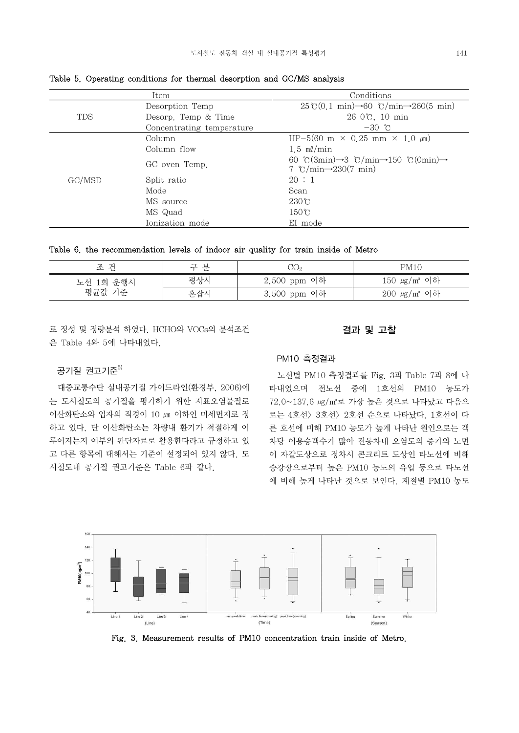Table 5. Operating conditions for thermal desorption and GC/MS analysis

| | Item | Conditions |
|---|---|---|
| TDS | Desorption Temp | 25℃(0.1 min)→60 ℃/min→260(5 min) |
| | Desorp. Temp & Time | 26 0℃, 10 min |
| | Concentrating temperature | −30 ℃ |
| GC/MSD | Column | HP−5(60 m × 0.25 mm × 1.0 ㎛) |
| | Column flow | 1.5 ㎖/min |
| | GC oven Temp. | 60 ℃(3min)→3 ℃/min→150 ℃(0min)→ 7 ℃/min→230(7 min) |
| | Split ratio | 20 : 1 |
| | Mode | Scan |
| | MS source | 230℃ |
| | MS Quad | 150℃ |
| | Ionization mode | EI mode |

Table 6. the recommendation levels of indoor air quality for train inside of Metro

| 조 건 | 구 분 | $CO_2$ | PM10 |
|---|---|---|---|
| 노선 1회 운행시 평균값 기준 | 평상시 | 2,500 ppm 이하 | 150 ㎍/㎥ 이하 |
| | 혼잡시 | 3,500 ppm 이하 | 200 ㎍/㎥ 이하 |

로 정성 및 정량분석 하였다. HCHO와 VOCs의 분석조건은 Table 4와 5에 나타내었다.

### 공기질 권고기준[5]

대중교통수단 실내공기질 가이드라인(환경부, 2006)에는 도시철도의 공기질을 평가하기 위한 지표오염물질로 이산화탄소와 입자의 직경이 10 ㎛ 이하인 미세먼지로 정하고 있다. 단 이산화탄소는 차량내 환기가 적절하게 이루어지는지 여부의 판단자료로 활용한다라고 규정하고 있고 다른 항목에 대해서는 기준이 설정되어 있지 않다. 도시철도내 공기질 권고기준은 Table 6과 같다.

## 결과 및 고찰

### PM10 측정결과

노선별 PM10 측정결과를 Fig. 3과 Table 7과 8에 나타내었으며 전노선 중에 1호선의 PM10 농도가 72.0~137.6 ㎍/㎥로 가장 높은 것으로 나타났고 다음으로는 4호선〉 3호선〉 2호선 순으로 나타났다. 1호선이 다른 호선에 비해 PM10 농도가 높게 나타난 원인으로는 객차당 이용승객수가 많아 전동차내 오염도의 증가와 노면이 자갈도상으로 정차시 콘크리트 도상인 타노선에 비해 승강장으로부터 높은 PM10 농도의 유입 등으로 타노선에 비해 높게 나타난 것으로 보인다. 계절별 PM10 농도

Fig. 3. Measurement results of PM10 concentration train inside of Metro.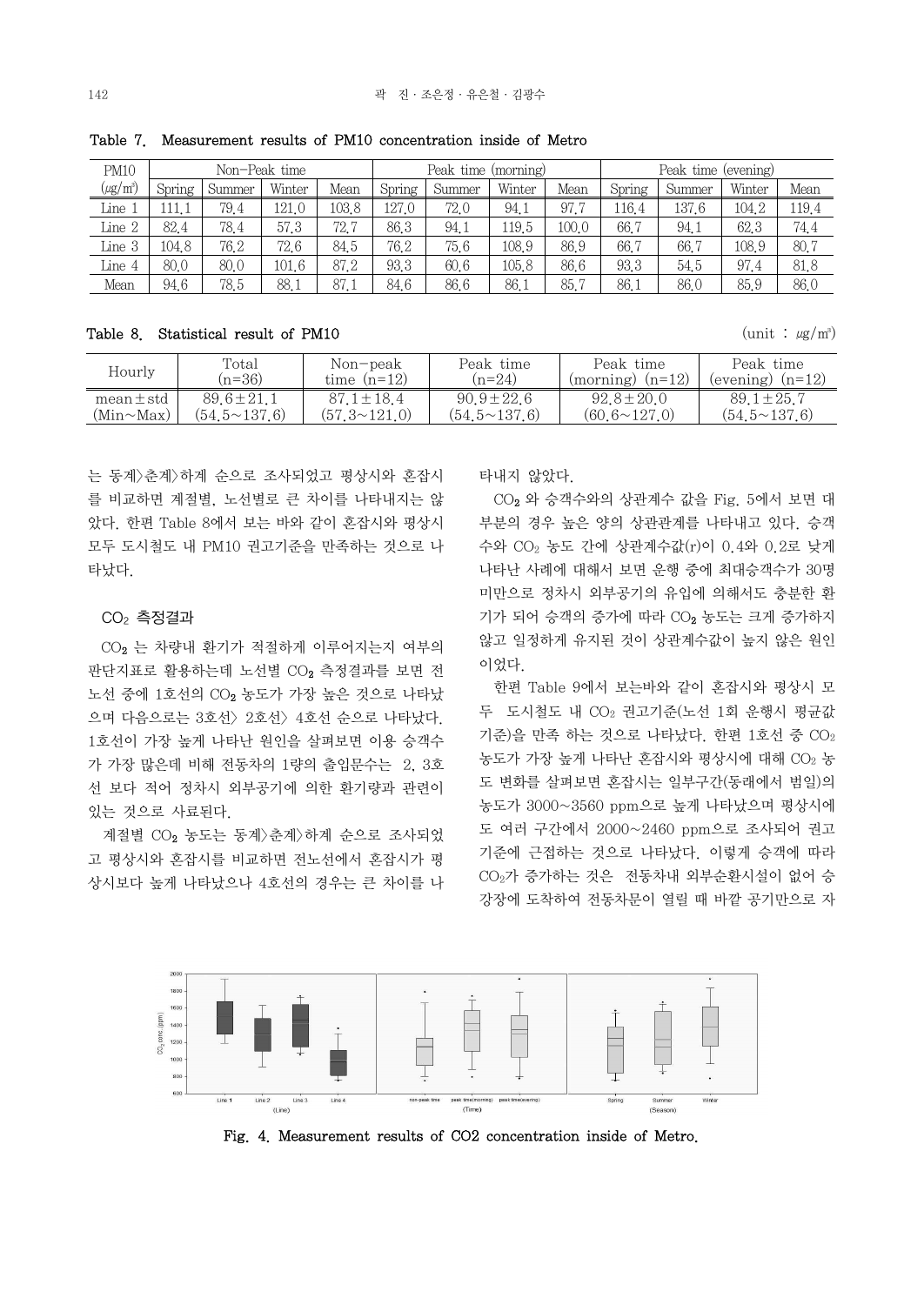Table 7. Measurement results of PM10 concentration inside of Metro

| PM10 ($\mu g/m^3$) | Non-Peak time | | | | Peak time (morning) | | | | Peak time (evening) | | | |
|---|---|---|---|---|---|---|---|---|---|---|---|---|
| | Spring | Summer | Winter | Mean | Spring | Summer | Winter | Mean | Spring | Summer | Winter | Mean |
| Line 1 | 111.1 | 79.4 | 121.0 | 103.8 | 127.0 | 72.0 | 94.1 | 97.7 | 116.4 | 137.6 | 104.2 | 119.4 |
| Line 2 | 82.4 | 78.4 | 57.3 | 72.7 | 86.3 | 94.1 | 119.5 | 100.0 | 66.7 | 94.1 | 62.3 | 74.4 |
| Line 3 | 104.8 | 76.2 | 72.6 | 84.5 | 76.2 | 75.6 | 108.9 | 86.9 | 66.7 | 66.7 | 108.9 | 80.7 |
| Line 4 | 80.0 | 80.0 | 101.6 | 87.2 | 93.3 | 60.6 | 105.8 | 86.6 | 93.3 | 54.5 | 97.4 | 81.8 |
| Mean | 94.6 | 78.5 | 88.1 | 87.1 | 84.6 | 86.6 | 86.1 | 85.7 | 86.1 | 86.0 | 85.9 | 86.0 |

Table 8. Statistical result of PM10 (unit : $\mu g/m^3$)

| Hourly | Total (n=36) | Non-peak time (n=12) | Peak time (n=24) | Peak time (morning) (n=12) | Peak time (evening) (n=12) |
|---|---|---|---|---|---|
| mean±std (Min~Max) | 89.6±21.1 (54.5~137.6) | 87.1±18.4 (57.3~121.0) | 90.9±22.6 (54.5~137.6) | 92.8±20.0 (60.6~127.0) | 89.1±25.7 (54.5~137.6) |

는 동계>춘계>하계 순으로 조사되었고 평상시와 혼잡시를 비교하면 계절별, 노선별로 큰 차이를 나타내지는 않았다. 한편 Table 8에서 보는 바와 같이 혼잡시와 평상시 모두 도시철도 내 PM10 권고기준을 만족하는 것으로 나타났다.

### $CO_2$ 측정결과

$CO_2$ 는 차량내 환기가 적절하게 이루어지는지 여부의 판단지표로 활용하는데 노선별 $CO_2$ 측정결과를 보면 전 노선 중에 1호선의 $CO_2$ 농도가 가장 높은 것으로 나타났으며 다음으로는 3호선> 2호선> 4호선 순으로 나타났다. 1호선이 가장 높게 나타난 원인을 살펴보면 이용 승객수가 가장 많은데 비해 전동차의 1량의 출입문수는 2, 3호선 보다 적어 정차시 외부공기에 의한 환기량과 관련이 있는 것으로 사료된다.

계절별 $CO_2$ 농도는 동계>춘계>하계 순으로 조사되었고 평상시와 혼잡시를 비교하면 전노선에서 혼잡시가 평상시보다 높게 나타났으나 4호선의 경우는 큰 차이를 나타내지 않았다.

$CO_2$ 와 승객수와의 상관계수 값을 Fig. 5에서 보면 대부분의 경우 높은 양의 상관관계를 나타내고 있다. 승객수와 $CO_2$ 농도 간에 상관계수값(r)이 0.4와 0.2로 낮게 나타난 사례에 대해서 보면 운행 중에 최대승객수가 30명 미만으로 정차시 외부공기의 유입에 의해서도 충분한 환기가 되어 승객의 증가에 따라 $CO_2$ 농도는 크게 증가하지 않고 일정하게 유지된 것이 상관계수값이 높지 않은 원인이었다.

한편 Table 9에서 보는바와 같이 혼잡시와 평상시 모두 도시철도 내 $CO_2$ 권고기준(노선 1회 운행시 평균값 기준)을 만족 하는 것으로 나타났다. 한편 1호선 중 $CO_2$ 농도가 가장 높게 나타난 혼잡시와 평상시에 대해 $CO_2$ 농도 변화를 살펴보면 혼잡시는 일부구간(동래에서 범일)의 농도가 3000~3560 ppm으로 높게 나타났으며 평상시에도 여러 구간에서 2000~2460 ppm으로 조사되어 권고기준에 근접하는 것으로 나타났다. 이렇게 승객에 따라 $CO_2$가 증가하는 것은 전동차내 외부순환시설이 없어 승강장에 도착하여 전동차문이 열릴 때 바깥 공기만으로 자

Fig. 4. Measurement results of CO2 concentration inside of Metro.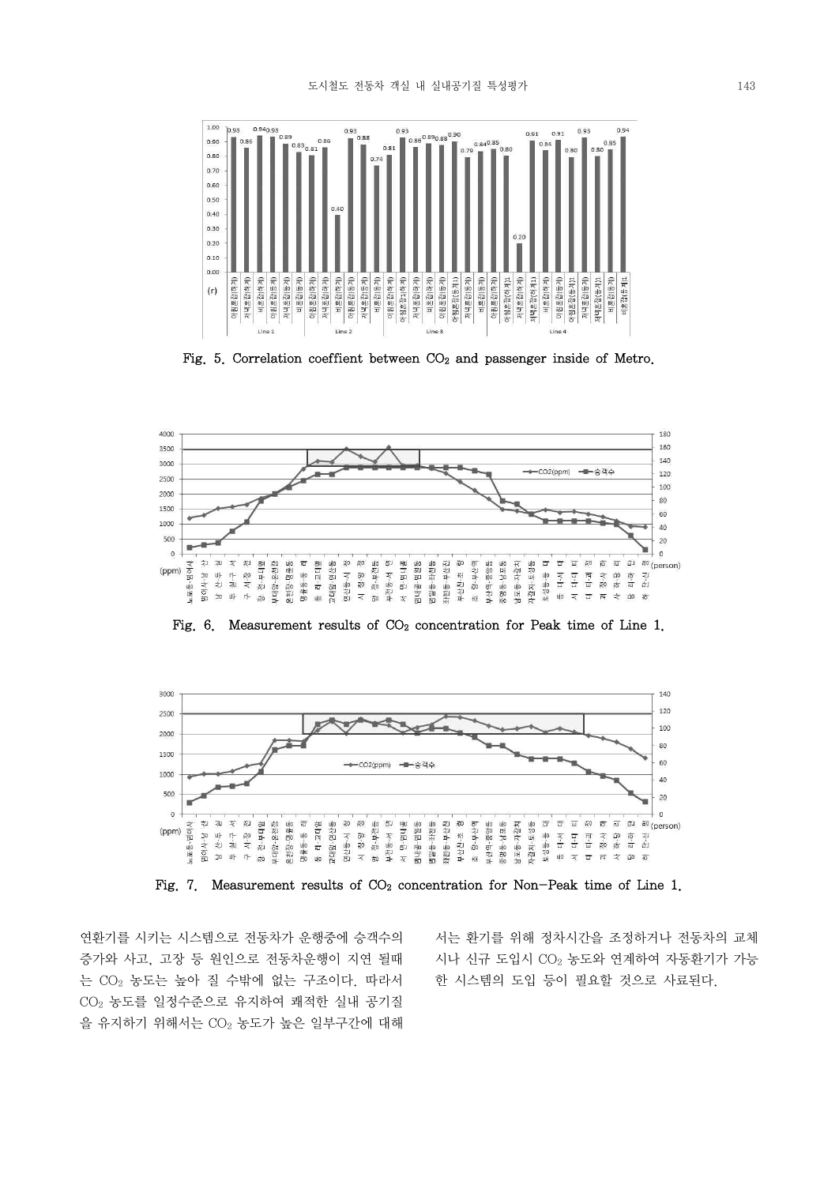Fig. 5. Correlation coeffient between $CO_2$ and passenger inside of Metro.

Fig. 6. Measurement results of $CO_2$ concentration for Peak time of Line 1.

Fig. 7. Measurement results of $CO_2$ concentration for Non-Peak time of Line 1.

연환기를 시키는 시스템으로 전동차가 운행중에 승객수의 증가와 사고, 고장 등 원인으로 전동차운행이 지연 될때는 $CO_2$ 농도는 높아 질 수밖에 없는 구조이다. 따라서 $CO_2$ 농도를 일정수준으로 유지하여 쾌적한 실내 공기질을 유지하기 위해서는 $CO_2$ 농도가 높은 일부구간에 대해서는 환기를 위해 정차시간을 조정하거나 전동차의 교체시나 신규 도입시 $CO_2$ 농도와 연계하여 자동환기가 가능한 시스템의 도입 등이 필요할 것으로 사료된다.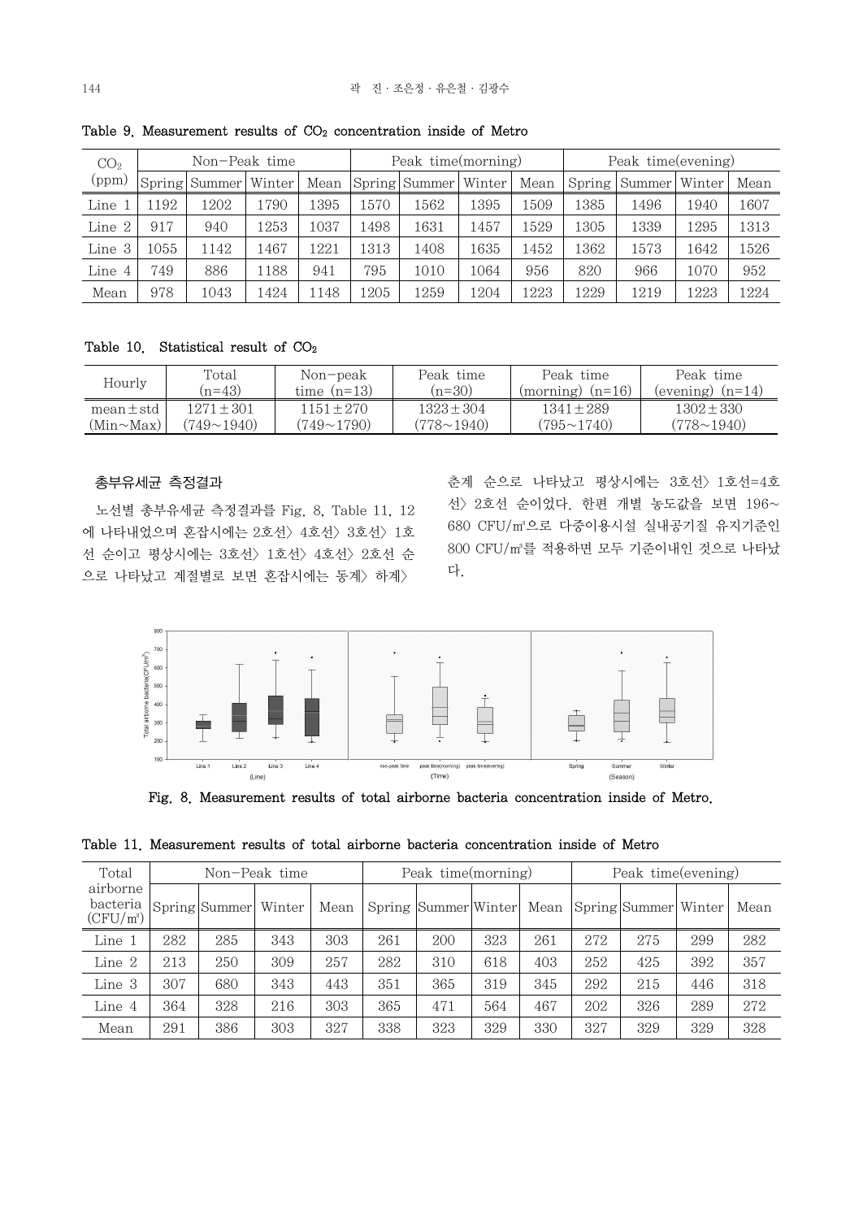Table 9. Measurement results of $CO_2$ concentration inside of Metro

| $CO_2$ (ppm) | Non−Peak time | | | | Peak time(morning) | | | | Peak time(evening) | | | |
|---|---|---|---|---|---|---|---|---|---|---|---|---|
| | Spring | Summer | Winter | Mean | Spring | Summer | Winter | Mean | Spring | Summer | Winter | Mean |
| Line 1 | 1192 | 1202 | 1790 | 1395 | 1570 | 1562 | 1395 | 1509 | 1385 | 1496 | 1940 | 1607 |
| Line 2 | 917 | 940 | 1253 | 1037 | 1498 | 1631 | 1457 | 1529 | 1305 | 1339 | 1295 | 1313 |
| Line 3 | 1055 | 1142 | 1467 | 1221 | 1313 | 1408 | 1635 | 1452 | 1362 | 1573 | 1642 | 1526 |
| Line 4 | 749 | 886 | 1188 | 941 | 795 | 1010 | 1064 | 956 | 820 | 966 | 1070 | 952 |
| Mean | 978 | 1043 | 1424 | 1148 | 1205 | 1259 | 1204 | 1223 | 1229 | 1219 | 1223 | 1224 |

Table 10. Statistical result of $CO_2$

| Hourly | Total (n=43) | Non−peak time (n=13) | Peak time (n=30) | Peak time (morning) (n=16) | Peak time (evening) (n=14) |
|---|---|---|---|---|---|
| mean±std (Min∼Max) | 1271±301 (749∼1940) | 1151±270 (749∼1790) | 1323±304 (778∼1940) | 1341±289 (795∼1740) | 1302±330 (778∼1940) |

### 총부유세균 측정결과

노선별 총부유세균 측정결과를 Fig. 8, Table 11, 12에 나타내었으며 혼잡시에는 2호선> 4호선> 3호선> 1호선 순이고 평상시에는 3호선> 1호선> 4호선> 2호선 순으로 나타났고 계절별로 보면 혼잡시에는 동계> 하계> 춘계 순으로 나타났고 평상시에는 3호선> 1호선=4호선> 2호선 순이었다. 한편 개별 농도값을 보면 196∼680 CFU/㎥으로 다중이용시설 실내공기질 유지기준인 800 CFU/㎥를 적용하면 모두 기준이내인 것으로 나타났다.

Fig. 8. Measurement results of total airborne bacteria concentration inside of Metro.

Table 11. Measurement results of total airborne bacteria concentration inside of Metro

| Total airborne bacteria (CFU/㎥) | Non−Peak time | | | | Peak time(morning) | | | | Peak time(evening) | | | |
|---|---|---|---|---|---|---|---|---|---|---|---|---|
| | Spring | Summer | Winter | Mean | Spring | Summer | Winter | Mean | Spring | Summer | Winter | Mean |
| Line 1 | 282 | 285 | 343 | 303 | 261 | 200 | 323 | 261 | 272 | 275 | 299 | 282 |
| Line 2 | 213 | 250 | 309 | 257 | 282 | 310 | 618 | 403 | 252 | 425 | 392 | 357 |
| Line 3 | 307 | 680 | 343 | 443 | 351 | 365 | 319 | 345 | 292 | 215 | 446 | 318 |
| Line 4 | 364 | 328 | 216 | 303 | 365 | 471 | 564 | 467 | 202 | 326 | 289 | 272 |
| Mean | 291 | 386 | 303 | 327 | 338 | 323 | 329 | 330 | 327 | 329 | 329 | 328 |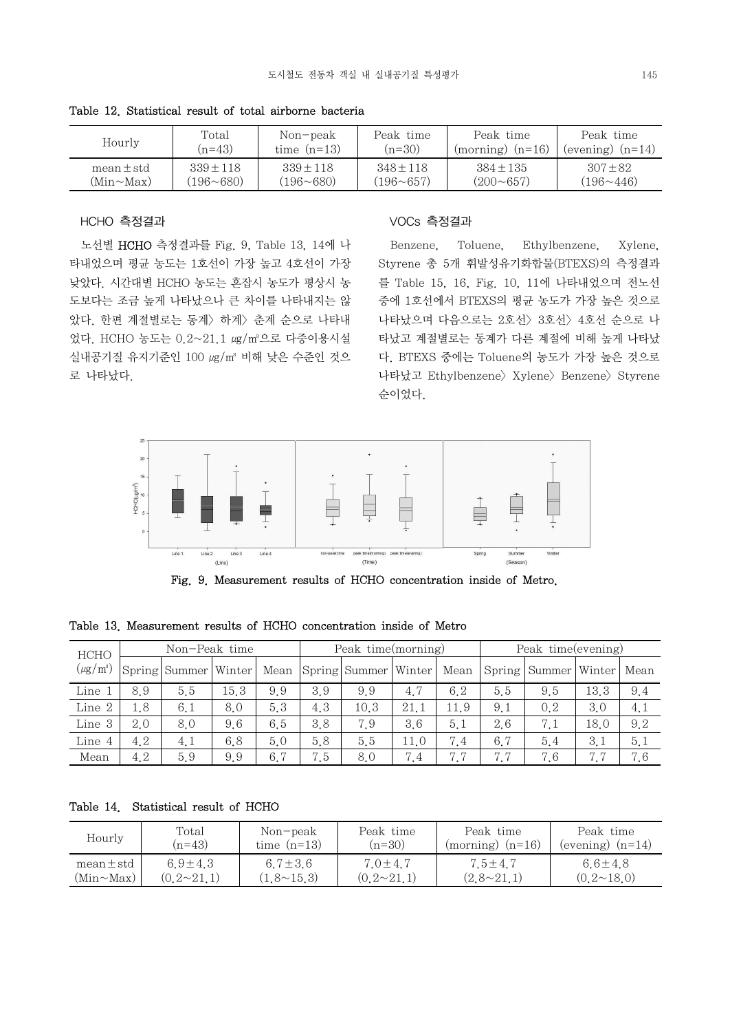Table 12. Statistical result of total airborne bacteria

| Hourly | Total (n=43) | Non−peak time (n=13) | Peak time (n=30) | Peak time (morning) (n=16) | Peak time (evening) (n=14) |
|---|---|---|---|---|---|
| mean±std (Min~Max) | 339±118 (196~680) | 339±118 (196~680) | 348±118 (196~657) | 384±135 (200~657) | 307±82 (196~446) |

### HCHO 측정결과

노선별 **HCHO** 측정결과를 Fig. 9, Table 13, 14에 나타내었으며 평균 농도는 1호선이 가장 높고 4호선이 가장 낮았다. 시간대별 HCHO 농도는 혼잡시 농도가 평상시 농도보다는 조금 높게 나타났으나 큰 차이를 나타내지는 않았다. 한편 계절별로는 동계> 하계> 춘계 순으로 나타내었다. HCHO 농도는 0.2~21.1 ㎍/㎥으로 다중이용시설 실내공기질 유지기준인 100 ㎍/㎥ 비해 낮은 수준인 것으로 나타났다.

### VOCs 측정결과

Benzene, Toluene, Ethylbenzene, Xylene, Styrene 총 5개 휘발성유기화합물(BTEXS)의 측정결과를 Table 15, 16, Fig. 10, 11에 나타내었으며 전노선 중에 1호선에서 BTEXS의 평균 농도가 가장 높은 것으로 나타났으며 다음으로는 2호선> 3호선> 4호선 순으로 나타났고 계절별로는 동계가 다른 계절에 비해 높게 나타났다. BTEXS 중에는 Toluene의 농도가 가장 높은 것으로 나타났고 Ethylbenzene> Xylene> Benzene> Styrene 순이었다.

Fig. 9. Measurement results of HCHO concentration inside of Metro.

Table 13. Measurement results of HCHO concentration inside of Metro

| HCHO (㎍/㎥) | Non−Peak time | | | | Peak time(morning) | | | | Peak time(evening) | | | |
|---|---|---|---|---|---|---|---|---|---|---|---|---|
| | Spring | Summer | Winter | Mean | Spring | Summer | Winter | Mean | Spring | Summer | Winter | Mean |
| Line 1 | 8.9 | 5.5 | 15.3 | 9.9 | 3.9 | 9.9 | 4.7 | 6.2 | 5.5 | 9.5 | 13.3 | 9.4 |
| Line 2 | 1.8 | 6.1 | 8.0 | 5.3 | 4.3 | 10.3 | 21.1 | 11.9 | 9.1 | 0.2 | 3.0 | 4.1 |
| Line 3 | 2.0 | 8.0 | 9.6 | 6.5 | 3.8 | 7.9 | 3.6 | 5.1 | 2.6 | 7.1 | 18.0 | 9.2 |
| Line 4 | 4.2 | 4.1 | 6.8 | 5.0 | 5.8 | 5.5 | 11.0 | 7.4 | 6.7 | 5.4 | 3.1 | 5.1 |
| Mean | 4.2 | 5.9 | 9.9 | 6.7 | 7.5 | 8.0 | 7.4 | 7.7 | 7.7 | 7.6 | 7.7 | 7.6 |

Table 14. Statistical result of HCHO

| Hourly | Total (n=43) | Non−peak time (n=13) | Peak time (n=30) | Peak time (morning) (n=16) | Peak time (evening) (n=14) |
|---|---|---|---|---|---|
| mean±std (Min~Max) | 6.9±4.3 (0.2~21.1) | 6.7±3.6 (1.8~15.3) | 7.0±4.7 (0.2~21.1) | 7.5±4.7 (2.8~21.1) | 6.6±4.8 (0.2~18.0) |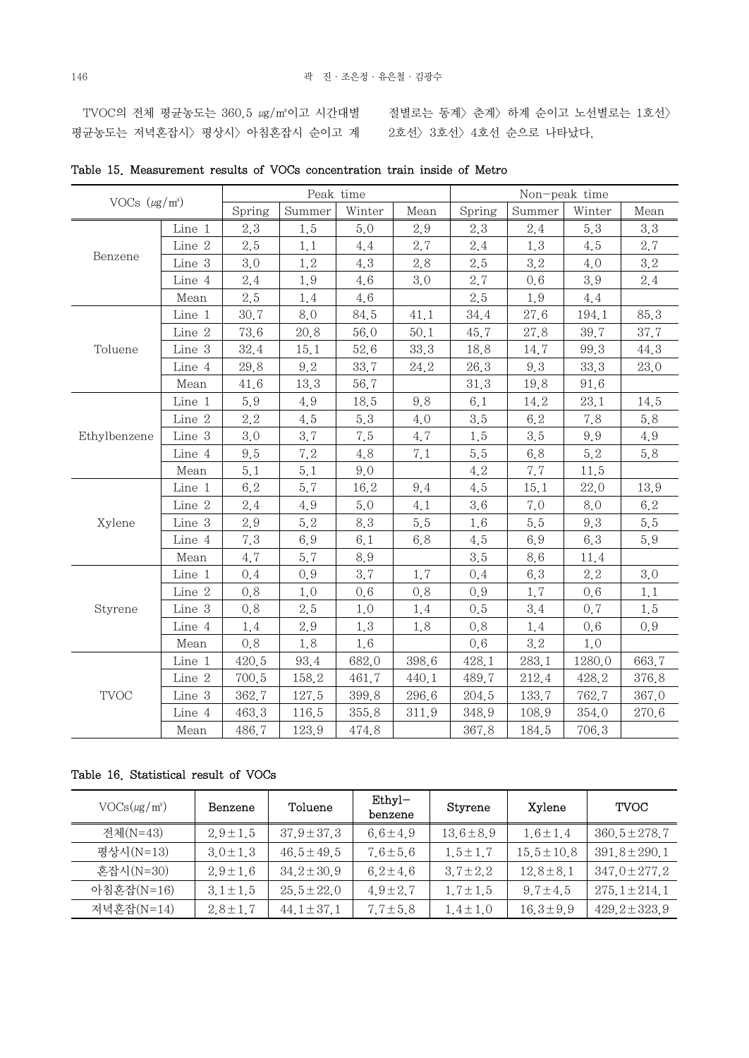TVOC의 전체 평균농도는 360.5 ㎍/㎥이고 시간대별 평균농도는 저녁혼잡시> 평상시> 아침혼잡시 순이고 계절별로는 동계> 춘계> 하계 순이고 노선별로는 1호선> 2호선> 3호선> 4호선 순으로 나타났다.

**Table 15. Measurement results of VOCs concentration train inside of Metro**

| VOCs (㎍/㎥) | | Peak time | | | | Non-peak time | | | |
|---|---|---|---|---|---|---|---|---|---|
| | | Spring | Summer | Winter | Mean | Spring | Summer | Winter | Mean |
| Benzene | Line 1 | 2.3 | 1.5 | 5.0 | 2.9 | 2.3 | 2.4 | 5.3 | 3.3 |
| | Line 2 | 2.5 | 1.1 | 4.4 | 2.7 | 2.4 | 1.3 | 4.5 | 2.7 |
| | Line 3 | 3.0 | 1.2 | 4.3 | 2.8 | 2.5 | 3.2 | 4.0 | 3.2 |
| | Line 4 | 2.4 | 1.9 | 4.6 | 3.0 | 2.7 | 0.6 | 3.9 | 2.4 |
| | Mean | 2.5 | 1.4 | 4.6 | | 2.5 | 1.9 | 4.4 | |
| Toluene | Line 1 | 30.7 | 8.0 | 84.5 | 41.1 | 34.4 | 27.6 | 194.1 | 85.3 |
| | Line 2 | 73.6 | 20.8 | 56.0 | 50.1 | 45.7 | 27.8 | 39.7 | 37.7 |
| | Line 3 | 32.4 | 15.1 | 52.6 | 33.3 | 18.8 | 14.7 | 99.3 | 44.3 |
| | Line 4 | 29.8 | 9.2 | 33.7 | 24.2 | 26.3 | 9.3 | 33.3 | 23.0 |
| | Mean | 41.6 | 13.3 | 56.7 | | 31.3 | 19.8 | 91.6 | |
| Ethylbenzene | Line 1 | 5.9 | 4.9 | 18.5 | 9.8 | 6.1 | 14.2 | 23.1 | 14.5 |
| | Line 2 | 2.2 | 4.5 | 5.3 | 4.0 | 3.5 | 6.2 | 7.8 | 5.8 |
| | Line 3 | 3.0 | 3.7 | 7.5 | 4.7 | 1.5 | 3.5 | 9.9 | 4.9 |
| | Line 4 | 9.5 | 7.2 | 4.8 | 7.1 | 5.5 | 6.8 | 5.2 | 5.8 |
| | Mean | 5.1 | 5.1 | 9.0 | | 4.2 | 7.7 | 11.5 | |
| Xylene | Line 1 | 6.2 | 5.7 | 16.2 | 9.4 | 4.5 | 15.1 | 22.0 | 13.9 |
| | Line 2 | 2.4 | 4.9 | 5.0 | 4.1 | 3.6 | 7.0 | 8.0 | 6.2 |
| | Line 3 | 2.9 | 5.2 | 8.3 | 5.5 | 1.6 | 5.5 | 9.3 | 5.5 |
| | Line 4 | 7.3 | 6.9 | 6.1 | 6.8 | 4.5 | 6.9 | 6.3 | 5.9 |
| | Mean | 4.7 | 5.7 | 8.9 | | 3.5 | 8.6 | 11.4 | |
| Styrene | Line 1 | 0.4 | 0.9 | 3.7 | 1.7 | 0.4 | 6.3 | 2.2 | 3.0 |
| | Line 2 | 0.8 | 1.0 | 0.6 | 0.8 | 0.9 | 1.7 | 0.6 | 1.1 |
| | Line 3 | 0.8 | 2.5 | 1.0 | 1.4 | 0.5 | 3.4 | 0.7 | 1.5 |
| | Line 4 | 1.4 | 2.9 | 1.3 | 1.8 | 0.8 | 1.4 | 0.6 | 0.9 |
| | Mean | 0.8 | 1.8 | 1.6 | | 0.6 | 3.2 | 1.0 | |
| TVOC | Line 1 | 420.5 | 93.4 | 682.0 | 398.6 | 428.1 | 283.1 | 1280.0 | 663.7 |
| | Line 2 | 700.5 | 158.2 | 461.7 | 440.1 | 489.7 | 212.4 | 428.2 | 376.8 |
| | Line 3 | 362.7 | 127.5 | 399.8 | 296.6 | 204.5 | 133.7 | 762.7 | 367.0 |
| | Line 4 | 463.3 | 116.5 | 355.8 | 311.9 | 348.9 | 108.9 | 354.0 | 270.6 |
| | Mean | 486.7 | 123.9 | 474.8 | | 367.8 | 184.5 | 706.3 | |

**Table 16. Statistical result of VOCs**

| VOCs(㎍/㎥) | Benzene | Toluene | Ethyl-benzene | Styrene | Xylene | TVOC |
|---|---|---|---|---|---|---|
| 전체(N=43) | 2.9±1.5 | 37.9±37.3 | 6.6±4.9 | 13.6±8.9 | 1.6±1.4 | 360.5±278.7 |
| 평상시(N=13) | 3.0±1.3 | 46.5±49.5 | 7.6±5.6 | 1.5±1.7 | 15.5±10.8 | 391.8±290.1 |
| 혼잡시(N=30) | 2.9±1.6 | 34.2±30.9 | 6.2±4.6 | 3.7±2.2 | 12.8±8.1 | 347.0±277.2 |
| 아침혼잡(N=16) | 3.1±1.5 | 25.5±22.0 | 4.9±2.7 | 1.7±1.5 | 9.7±4.5 | 275.1±214.1 |
| 저녁혼잡(N=14) | 2.8±1.7 | 44.1±37.1 | 7.7±5.8 | 1.4±1.0 | 16.3±9.9 | 429.2±323.9 |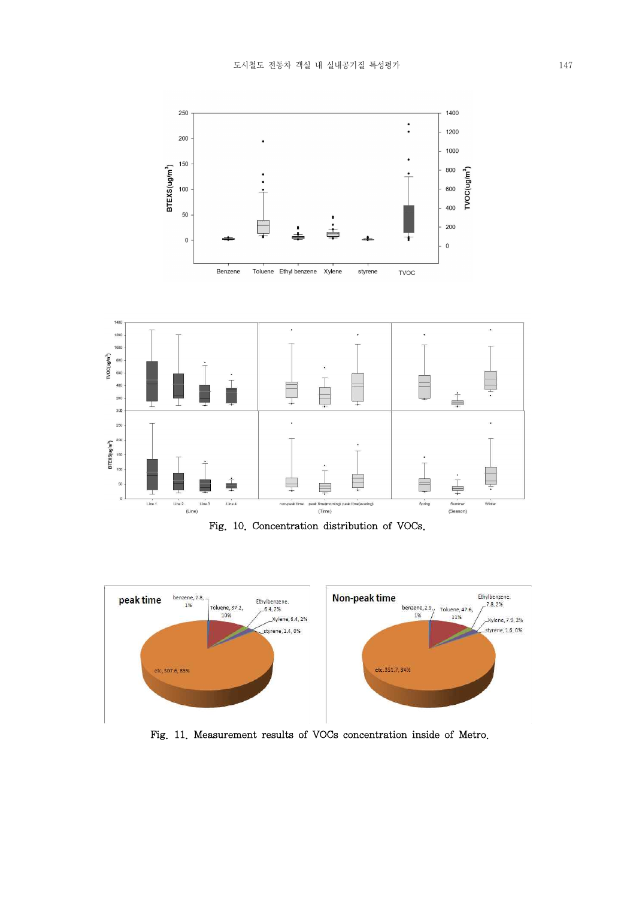Fig. 10. Concentration distribution of VOCs.

Fig. 11. Measurement results of VOCs concentration inside of Metro.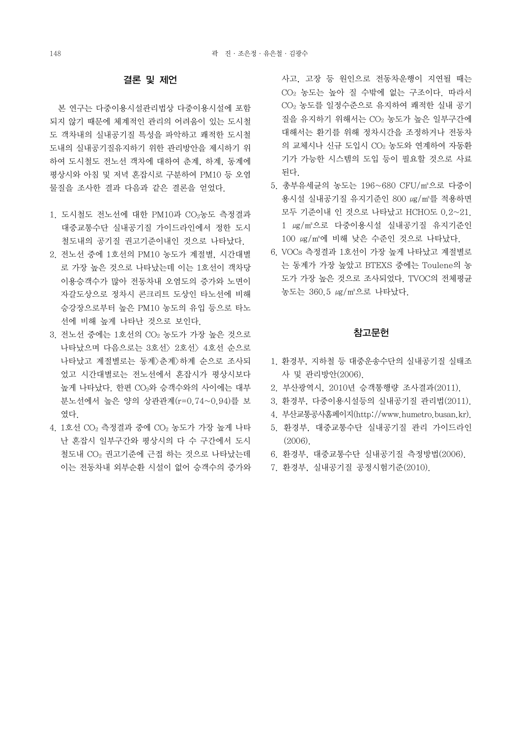## 결론 및 제언

본 연구는 다중이용시설관리법상 다중이용시설에 포함되지 않기 때문에 체계적인 관리의 어려움이 있는 도시철도 객차내의 실내공기질 특성을 파악하고 쾌적한 도시철도내의 실내공기질유지하기 위한 관리방안을 제시하기 위하여 도시철도 전노선 객차에 대하여 춘계, 하계, 동계에 평상시와 아침 및 저녁 혼잡시로 구분하여 PM10 등 오염물질을 조사한 결과 다음과 같은 결론을 얻었다.

1. 도시철도 전노선에 대한 PM10과 $CO_2$농도 측정결과 대중교통수단 실내공기질 가이드라인에서 정한 도시철도내의 공기질 권고기준이내인 것으로 나타났다.
2. 전노선 중에 1호선의 PM10 농도가 계절별, 시간대별로 가장 높은 것으로 나타났는데 이는 1호선이 객차당 이용승객수가 많아 전동차내 오염도의 증가와 노면이 자갈도상으로 정차시 콘크리트 도상인 타노선에 비해 승강장으로부터 높은 PM10 농도의 유입 등으로 타노선에 비해 높게 나타난 것으로 보인다.
3. 전노선 중에는 1호선의 $CO_2$ 농도가 가장 높은 것으로 나타났으며 다음으로는 3호선〉 2호선〉 4호선 순으로 나타났고 계절별로는 동계〉춘계〉하계 순으로 조사되었고 시간대별로는 전노선에서 혼잡시가 평상시보다 높게 나타났다. 한편 $CO_2$와 승객수와의 사이에는 대부분노선에서 높은 양의 상관관계(r=0.74~0.94)를 보였다.
4. 1호선 $CO_2$ 측정결과 중에 $CO_2$ 농도가 가장 높게 나타난 혼잡시 일부구간와 평상시의 다 수 구간에서 도시철도내 $CO_2$ 권고기준에 근접 하는 것으로 나타났는데 이는 전동차내 외부순환 시설이 없어 승객수의 증가와 사고, 고장 등 원인으로 전동차운행이 지연될 때는 $CO_2$ 농도는 높아 질 수밖에 없는 구조이다. 따라서 $CO_2$ 농도를 일정수준으로 유지하여 쾌적한 실내 공기질을 유지하기 위해서는 $CO_2$ 농도가 높은 일부구간에 대해서는 환기를 위해 정차시간을 조정하거나 전동차의 교체시나 신규 도입시 $CO_2$ 농도와 연계하여 자동환기가 가능한 시스템의 도입 등이 필요할 것으로 사료된다.
5. 총부유세균의 농도는 196~680 CFU/㎥으로 다중이용시설 실내공기질 유지기준인 800 ㎍/㎥를 적용하면 모두 기준이내 인 것으로 나타났고 HCHO도 0.2~21.1 ㎍/㎥으로 다중이용시설 실내공기질 유지기준인 100 ㎍/㎥에 비해 낮은 수준인 것으로 나타났다.
6. VOCs 측정결과 1호선이 가장 높게 나타났고 계절별로는 동계가 가장 높았고 BTEXS 중에는 Toulene의 농도가 가장 높은 것으로 조사되었다. TVOC의 전체평균 농도는 360.5 ㎍/㎥으로 나타났다.

## 참고문헌

1. 환경부, 지하철 등 대중운송수단의 실내공기질 실태조사 및 관리방안(2006).
2. 부산광역시, 2010년 승객통행량 조사결과(2011).
3. 환경부, 다중이용시설등의 실내공기질 관리법(2011).
4. 부산교통공사홈페이지(http://www.humetro.busan.kr).
5. 환경부, 대중교통수단 실내공기질 관리 가이드라인(2006).
6. 환경부, 대중교통수단 실내공기질 측정방법(2006).
7. 환경부, 실내공기질 공정시험기준(2010).